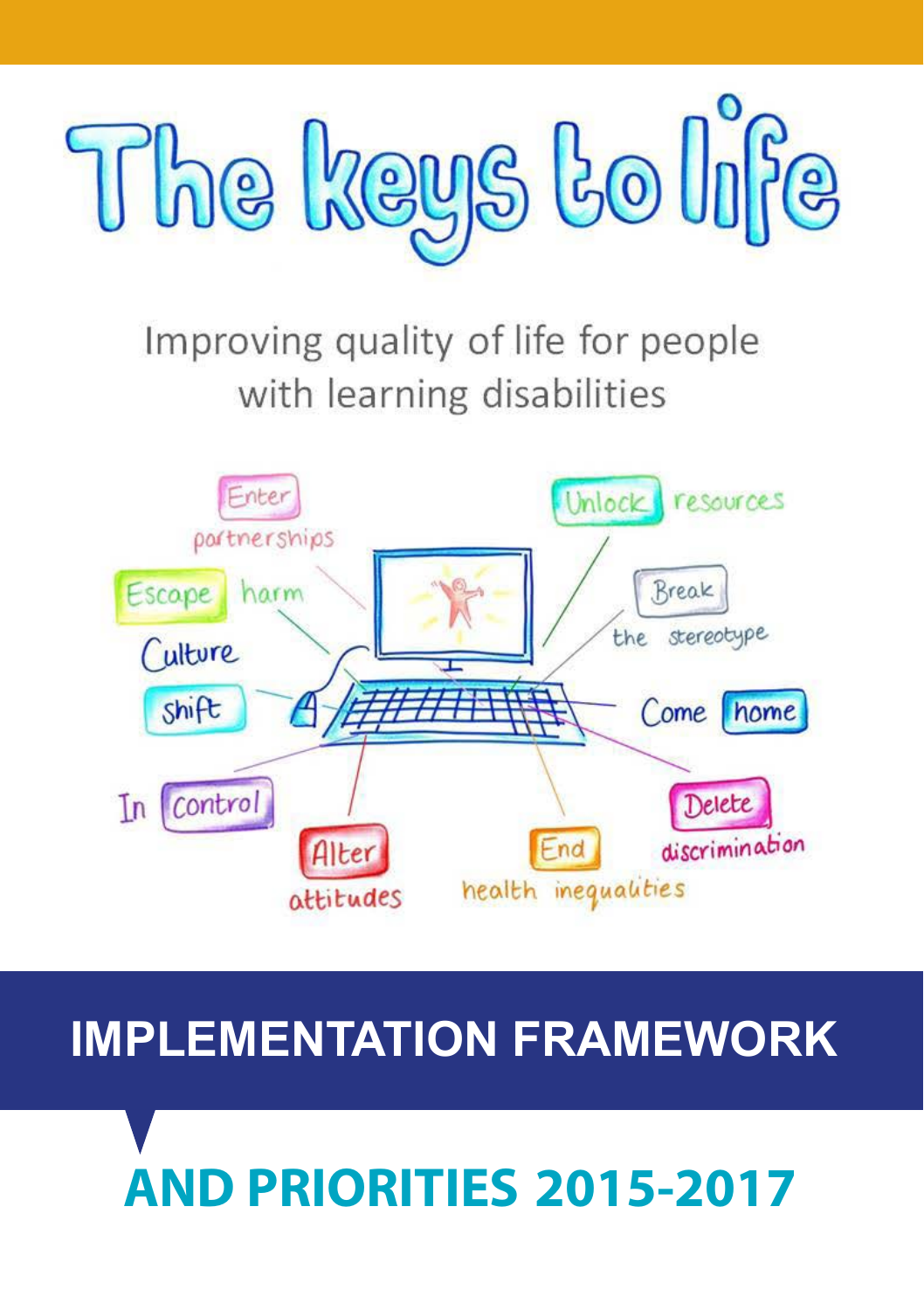# The keys to life

Improving quality of life for people with learning disabilities

Enter partnerships

Unlock resources

Escape harm

Break the stereotype

Culture shift

Come home

In control

Delete discrimination

Alter attitudes

End health inequalities

## IMPLEMENTATION FRAMEWORK

## AND PRIORITIES 2015-2017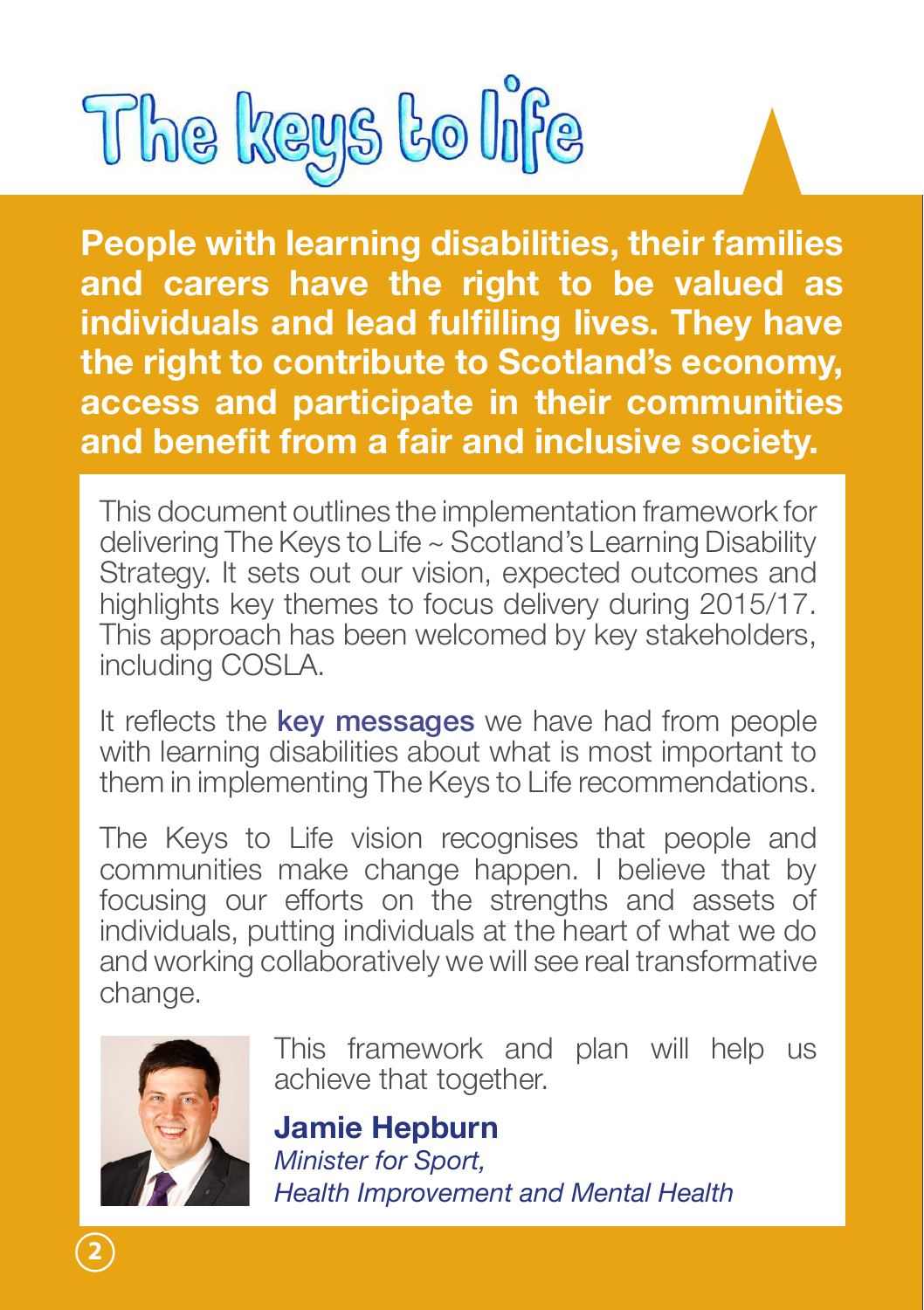# The keys to life

**People with learning disabilities, their families and carers have the right to be valued as individuals and lead fulfilling lives. They have the right to contribute to Scotland's economy, access and participate in their communities and benefit from a fair and inclusive society.**

This document outlines the implementation framework for delivering The Keys to Life ~ Scotland's Learning Disability Strategy. It sets out our vision, expected outcomes and highlights key themes to focus delivery during 2015/17. This approach has been welcomed by key stakeholders, including COSLA.

It reflects the **key messages** we have had from people with learning disabilities about what is most important to them in implementing The Keys to Life recommendations.

The Keys to Life vision recognises that people and communities make change happen. I believe that by focusing our efforts on the strengths and assets of individuals, putting individuals at the heart of what we do and working collaboratively we will see real transformative change.

This framework and plan will help us achieve that together.

**Jamie Hepburn**
*Minister for Sport,*
*Health Improvement and Mental Health*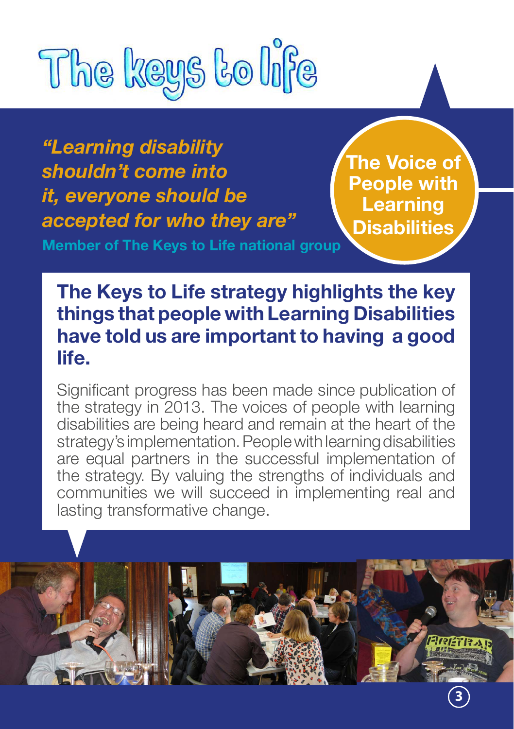# The keys to life

*"Learning disability shouldn't come into it, everyone should be accepted for who they are"*

**Member of The Keys to Life national group**

**The Voice of People with Learning Disabilities**

## The Keys to Life strategy highlights the key things that people with Learning Disabilities have told us are important to having a good life.

Significant progress has been made since publication of the strategy in 2013. The voices of people with learning disabilities are being heard and remain at the heart of the strategy's implementation. People with learning disabilities are equal partners in the successful implementation of the strategy. By valuing the strengths of individuals and communities we will succeed in implementing real and lasting transformative change.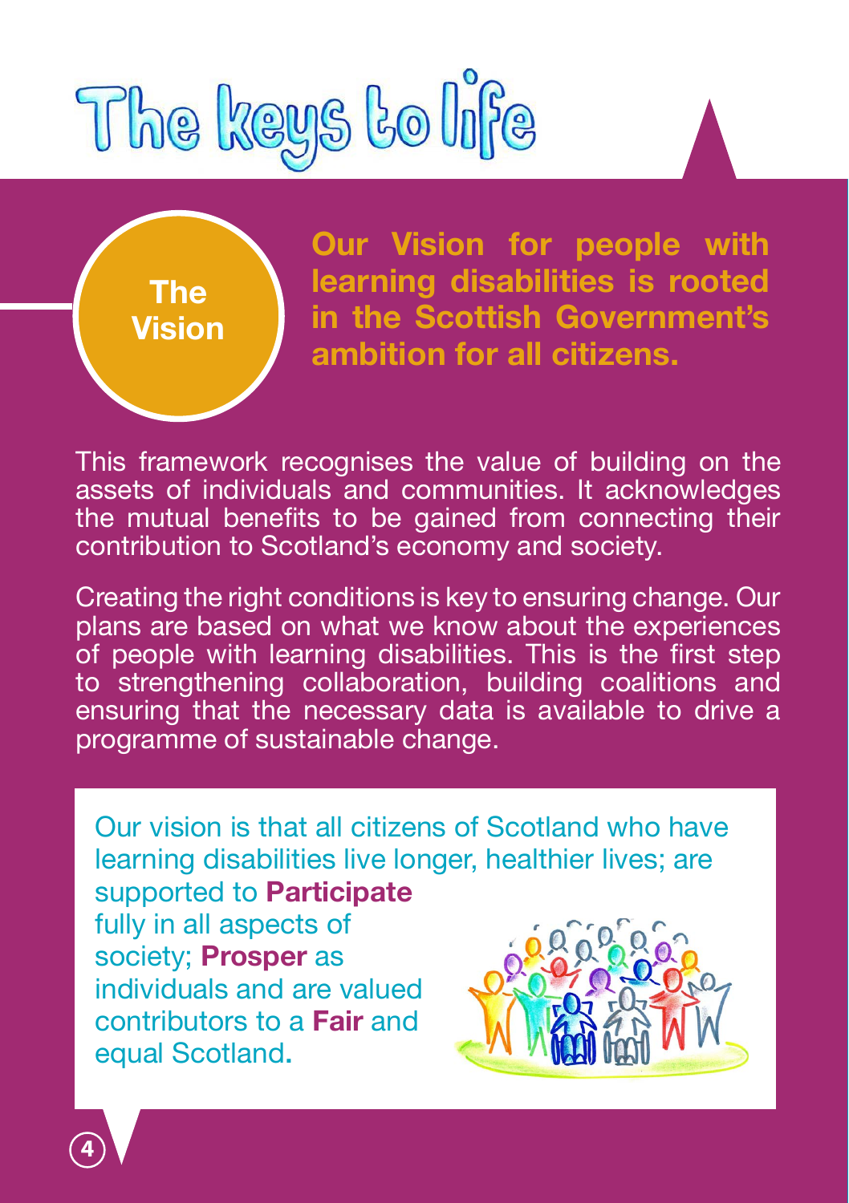# The keys to life

## The Vision

**Our Vision for people with learning disabilities is rooted in the Scottish Government's ambition for all citizens.**

This framework recognises the value of building on the assets of individuals and communities. It acknowledges the mutual benefits to be gained from connecting their contribution to Scotland's economy and society.

Creating the right conditions is key to ensuring change. Our plans are based on what we know about the experiences of people with learning disabilities. This is the first step to strengthening collaboration, building coalitions and ensuring that the necessary data is available to drive a programme of sustainable change.

Our vision is that all citizens of Scotland who have learning disabilities live longer, healthier lives; are supported to **Participate** fully in all aspects of society; **Prosper** as individuals and are valued contributors to a **Fair** and equal Scotland.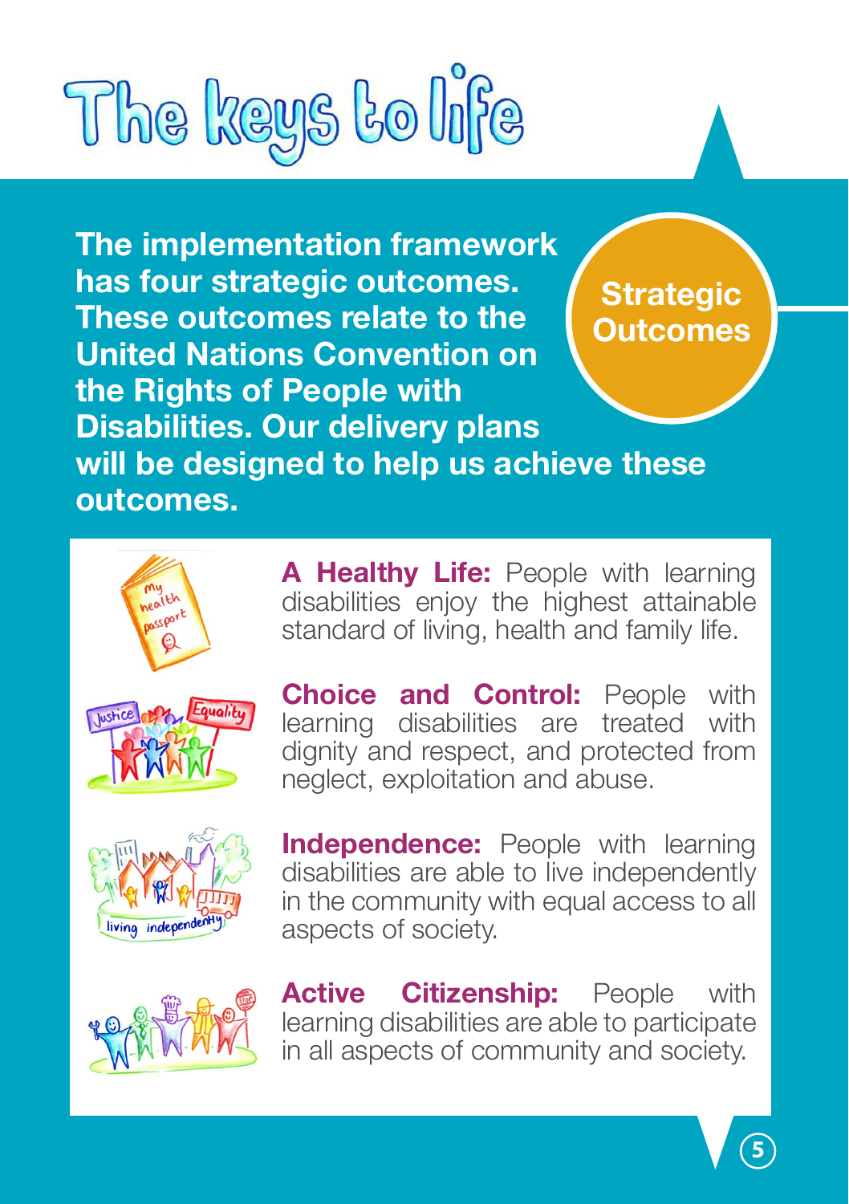# The keys to life

## Strategic Outcomes

**The implementation framework has four strategic outcomes. These outcomes relate to the United Nations Convention on the Rights of People with Disabilities. Our delivery plans will be designed to help us achieve these outcomes.**

**A Healthy Life:** People with learning disabilities enjoy the highest attainable standard of living, health and family life.

**Choice and Control:** People with learning disabilities are treated with dignity and respect, and protected from neglect, exploitation and abuse.

**Independence:** People with learning disabilities are able to live independently in the community with equal access to all aspects of society.

**Active Citizenship:** People with learning disabilities are able to participate in all aspects of community and society.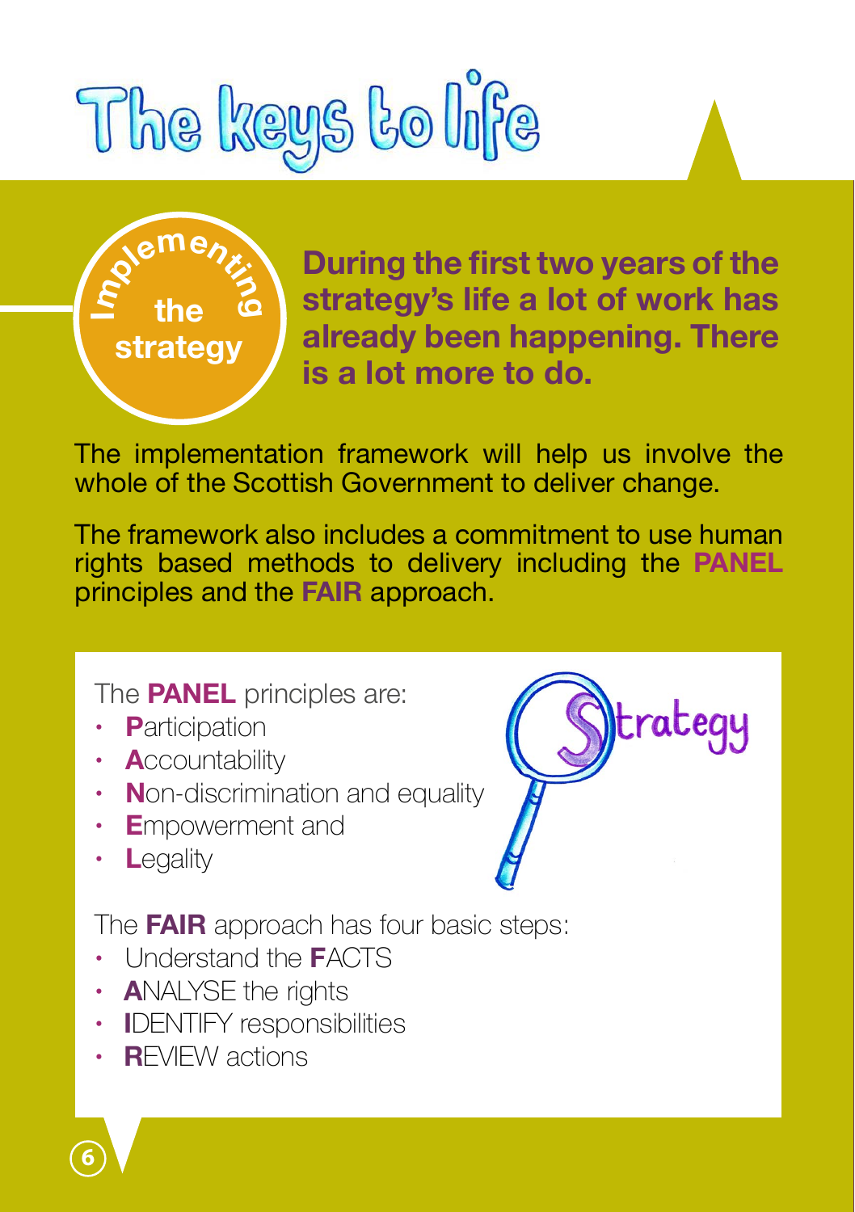# The keys to life

## Implementing the strategy

**During the first two years of the strategy's life a lot of work has already been happening. There is a lot more to do.**

The implementation framework will help us involve the whole of the Scottish Government to deliver change.

The framework also includes a commitment to use human rights based methods to delivery including the **PANEL** principles and the **FAIR** approach.

The **PANEL** principles are:

- **P**articipation
- **A**ccountability
- **N**on-discrimination and equality
- **E**mpowerment and
- **L**egality

The **FAIR** approach has four basic steps:

- Understand the **F**ACTS
- **A**NALYSE the rights
- **I**DENTIFY responsibilities
- **R**EVIEW actions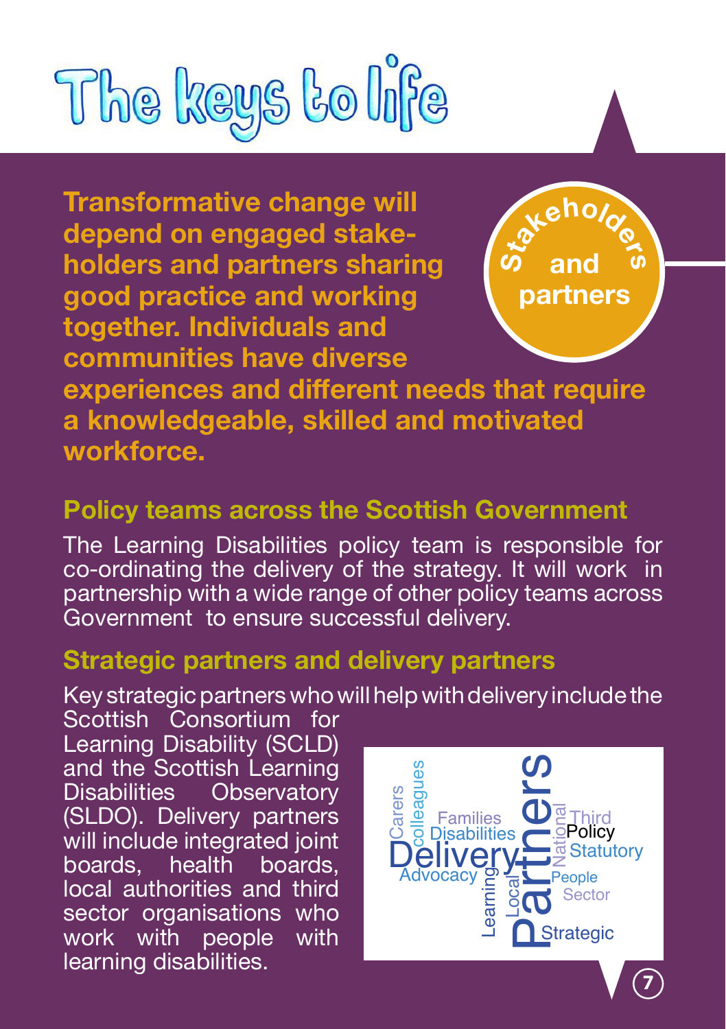**Transformative change will depend on engaged stake-holders and partners sharing good practice and working together. Individuals and communities have diverse experiences and different needs that require a knowledgeable, skilled and motivated workforce.**

**Stakeholders and partners**

## Policy teams across the Scottish Government

The Learning Disabilities policy team is responsible for co-ordinating the delivery of the strategy. It will work in partnership with a wide range of other policy teams across Government to ensure successful delivery.

## Strategic partners and delivery partners

Key strategic partners who will help with delivery include the Scottish Consortium for Learning Disability (SCLD) and the Scottish Learning Disabilities Observatory (SLDO). Delivery partners will include integrated joint boards, health boards, local authorities and third sector organisations who work with people with learning disabilities.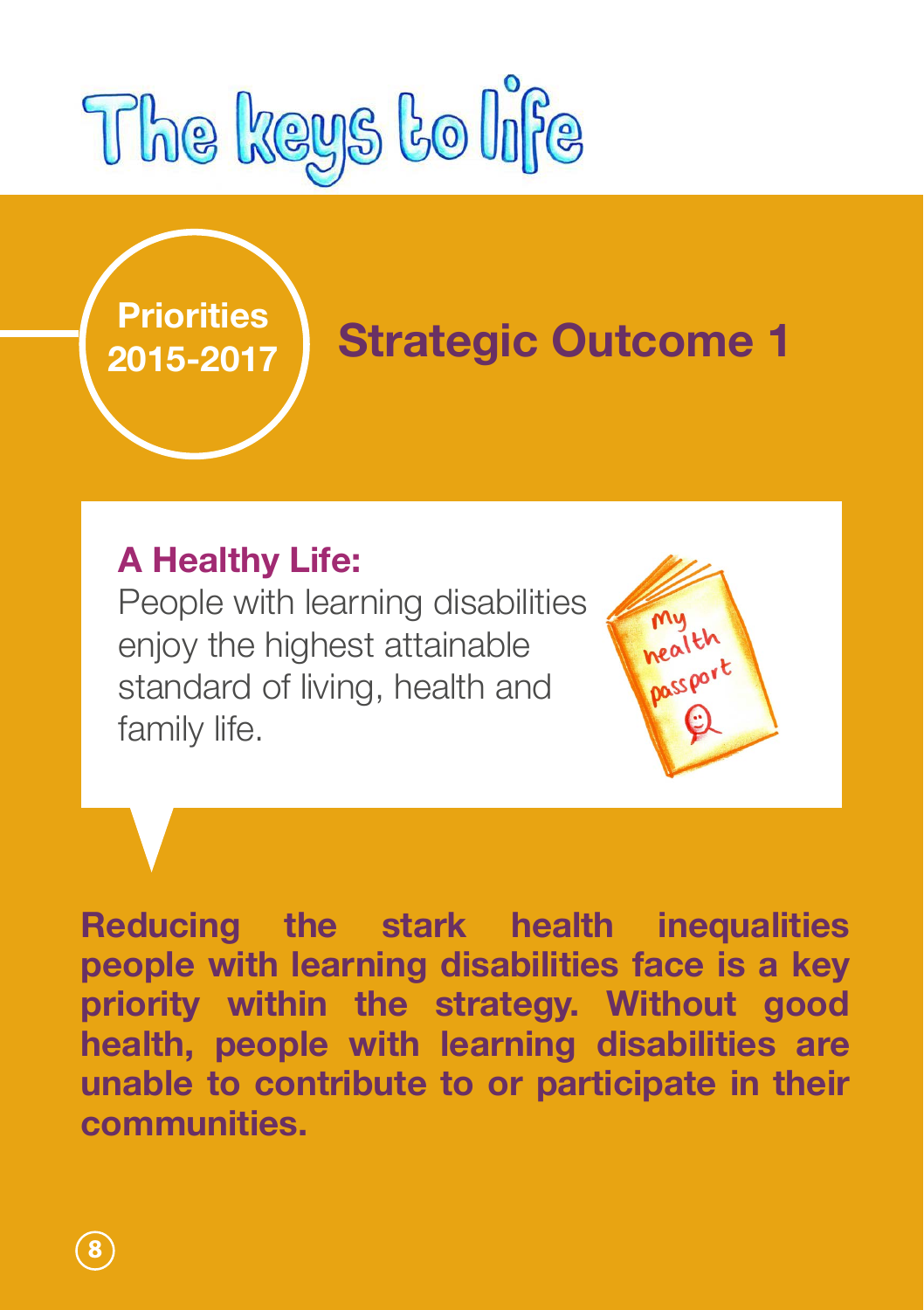# The keys to life

**Priorities 2015-2017**

## Strategic Outcome 1

**A Healthy Life:**
People with learning disabilities enjoy the highest attainable standard of living, health and family life.

**Reducing the stark health inequalities people with learning disabilities face is a key priority within the strategy. Without good health, people with learning disabilities are unable to contribute to or participate in their communities.**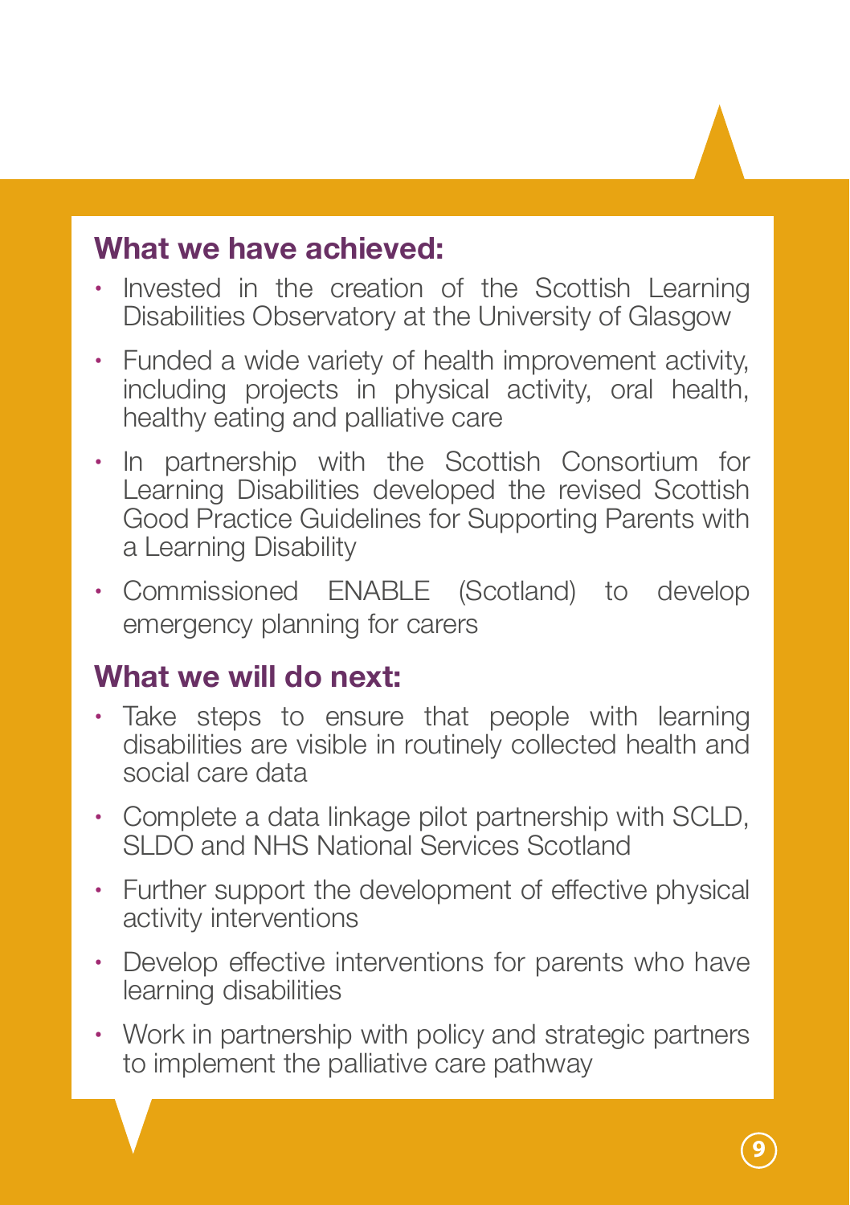## What we have achieved:

- Invested in the creation of the Scottish Learning Disabilities Observatory at the University of Glasgow
- Funded a wide variety of health improvement activity, including projects in physical activity, oral health, healthy eating and palliative care
- In partnership with the Scottish Consortium for Learning Disabilities developed the revised Scottish Good Practice Guidelines for Supporting Parents with a Learning Disability
- Commissioned ENABLE (Scotland) to develop emergency planning for carers

## What we will do next:

- Take steps to ensure that people with learning disabilities are visible in routinely collected health and social care data
- Complete a data linkage pilot partnership with SCLD, SLDO and NHS National Services Scotland
- Further support the development of effective physical activity interventions
- Develop effective interventions for parents who have learning disabilities
- Work in partnership with policy and strategic partners to implement the palliative care pathway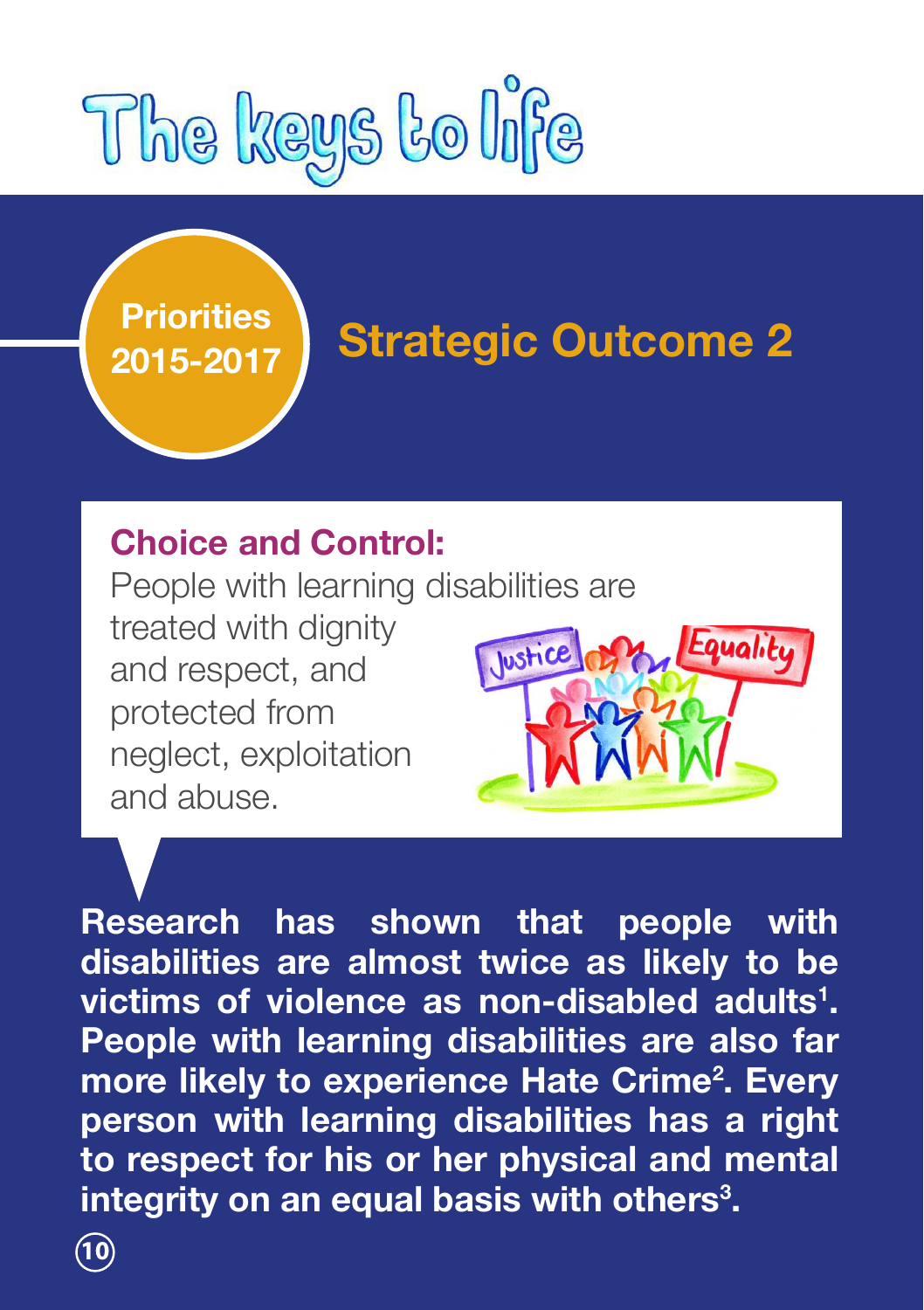# The keys to life

**Priorities 2015-2017**

## Strategic Outcome 2

**Choice and Control:**

People with learning disabilities are treated with dignity and respect, and protected from neglect, exploitation and abuse.

**Research has shown that people with disabilities are almost twice as likely to be victims of violence as non-disabled adults[1]. People with learning disabilities are also far more likely to experience Hate Crime[2]. Every person with learning disabilities has a right to respect for his or her physical and mental integrity on an equal basis with others[3].**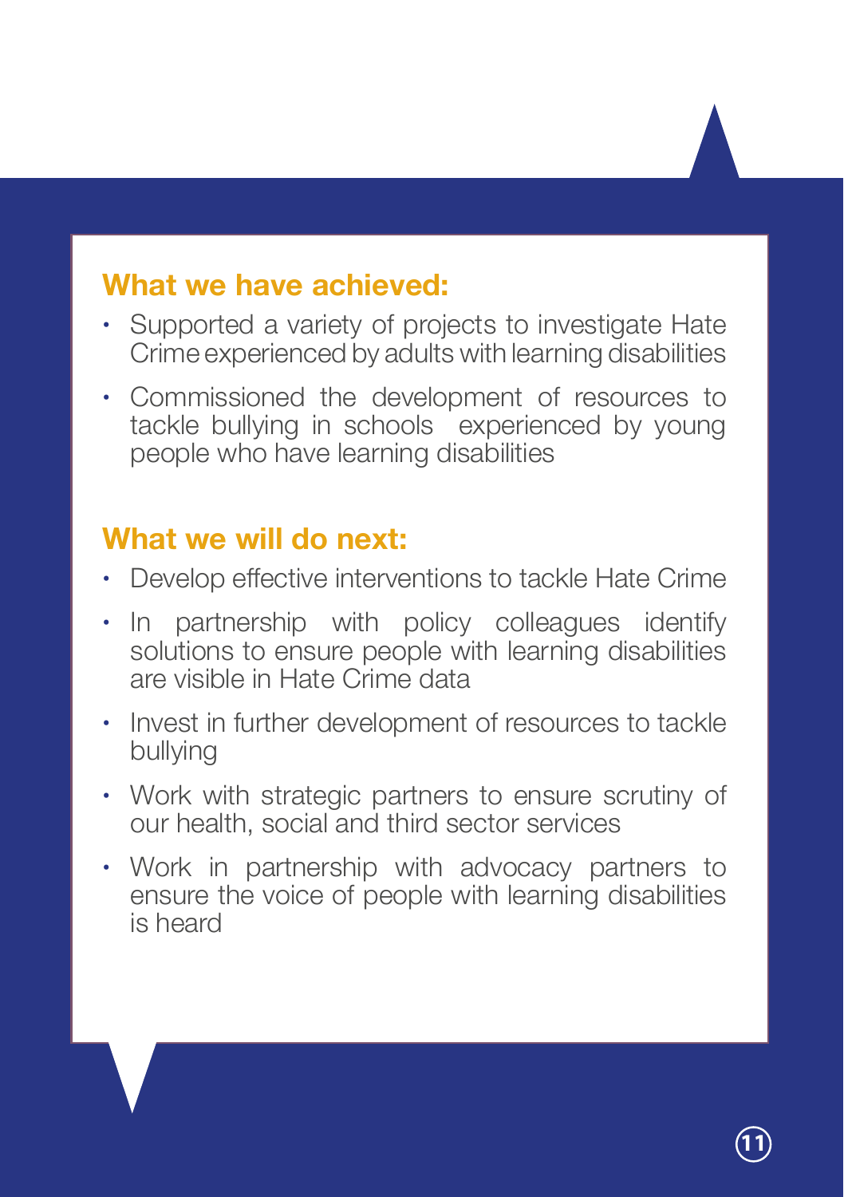## What we have achieved:

- Supported a variety of projects to investigate Hate Crime experienced by adults with learning disabilities
- Commissioned the development of resources to tackle bullying in schools experienced by young people who have learning disabilities

## What we will do next:

- Develop effective interventions to tackle Hate Crime
- In partnership with policy colleagues identify solutions to ensure people with learning disabilities are visible in Hate Crime data
- Invest in further development of resources to tackle bullying
- Work with strategic partners to ensure scrutiny of our health, social and third sector services
- Work in partnership with advocacy partners to ensure the voice of people with learning disabilities is heard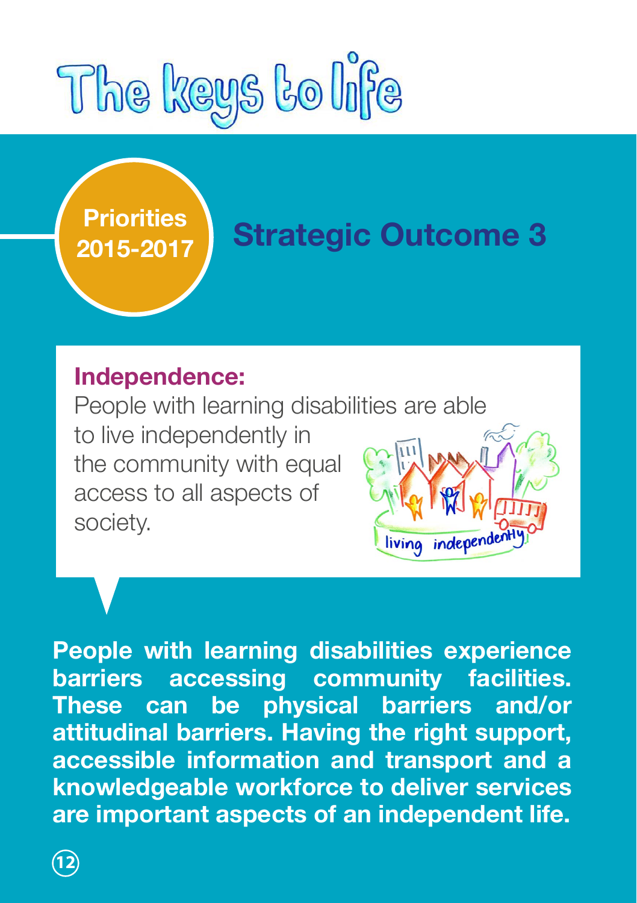# The keys to life

**Priorities 2015-2017**

## Strategic Outcome 3

**Independence:**
People with learning disabilities are able to live independently in the community with equal access to all aspects of society.

**People with learning disabilities experience barriers accessing community facilities. These can be physical barriers and/or attitudinal barriers. Having the right support, accessible information and transport and a knowledgeable workforce to deliver services are important aspects of an independent life.**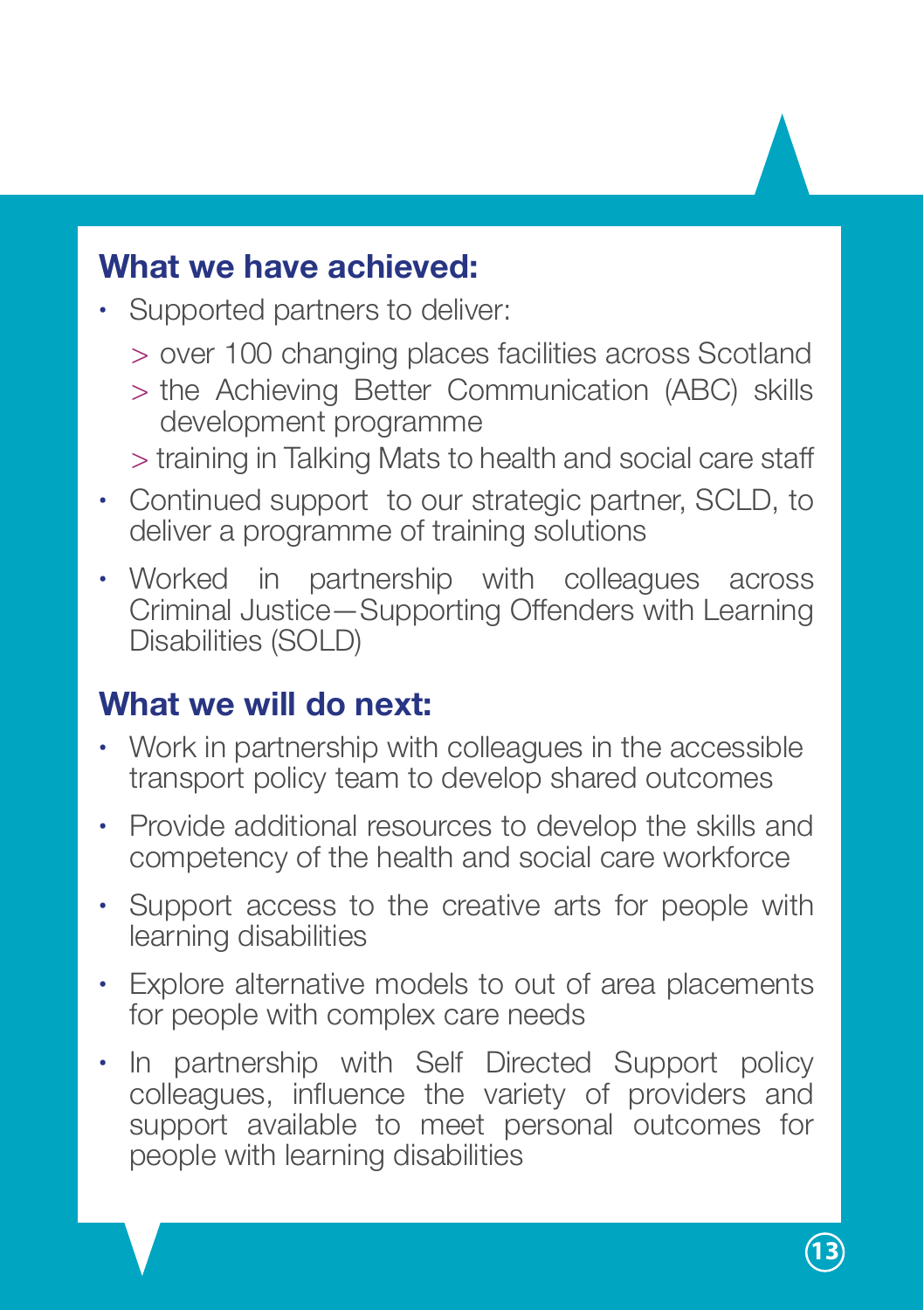## What we have achieved:

- Supported partners to deliver:
  - > over 100 changing places facilities across Scotland
  - > the Achieving Better Communication (ABC) skills development programme
  - > training in Talking Mats to health and social care staff
- Continued support to our strategic partner, SCLD, to deliver a programme of training solutions
- Worked in partnership with colleagues across Criminal Justice—Supporting Offenders with Learning Disabilities (SOLD)

## What we will do next:

- Work in partnership with colleagues in the accessible transport policy team to develop shared outcomes
- Provide additional resources to develop the skills and competency of the health and social care workforce
- Support access to the creative arts for people with learning disabilities
- Explore alternative models to out of area placements for people with complex care needs
- In partnership with Self Directed Support policy colleagues, influence the variety of providers and support available to meet personal outcomes for people with learning disabilities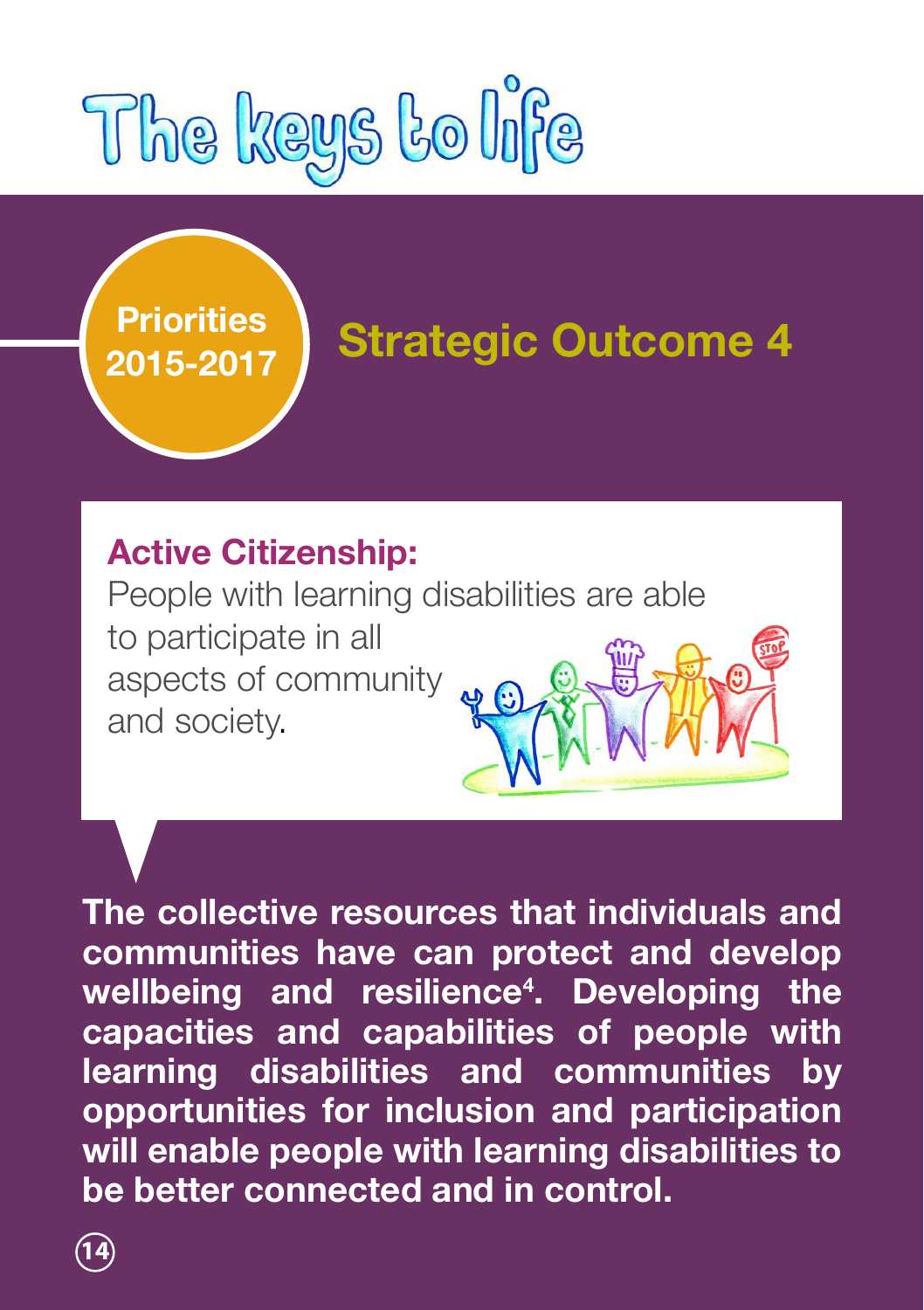# The keys to life

**Priorities 2015-2017**

## Strategic Outcome 4

**Active Citizenship:**
People with learning disabilities are able to participate in all aspects of community and society.

**The collective resources that individuals and communities have can protect and develop wellbeing and resilience[4]. Developing the capacities and capabilities of people with learning disabilities and communities by opportunities for inclusion and participation will enable people with learning disabilities to be better connected and in control.**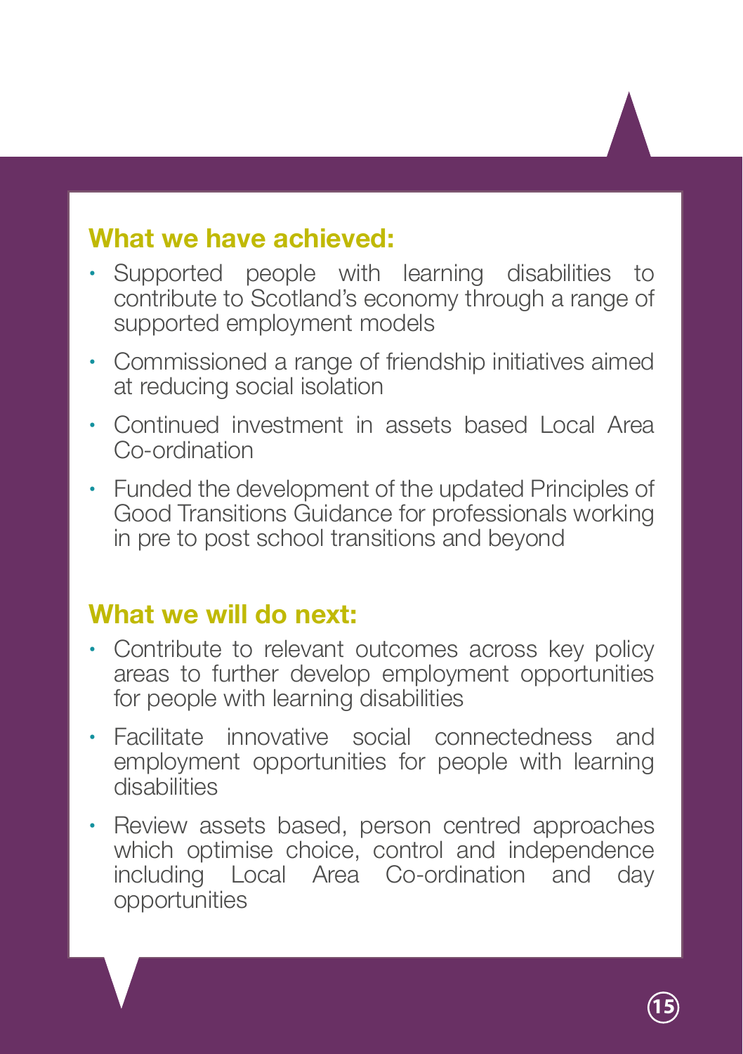## What we have achieved:

- Supported people with learning disabilities to contribute to Scotland's economy through a range of supported employment models
- Commissioned a range of friendship initiatives aimed at reducing social isolation
- Continued investment in assets based Local Area Co-ordination
- Funded the development of the updated Principles of Good Transitions Guidance for professionals working in pre to post school transitions and beyond

## What we will do next:

- Contribute to relevant outcomes across key policy areas to further develop employment opportunities for people with learning disabilities
- Facilitate innovative social connectedness and employment opportunities for people with learning disabilities
- Review assets based, person centred approaches which optimise choice, control and independence including Local Area Co-ordination and day opportunities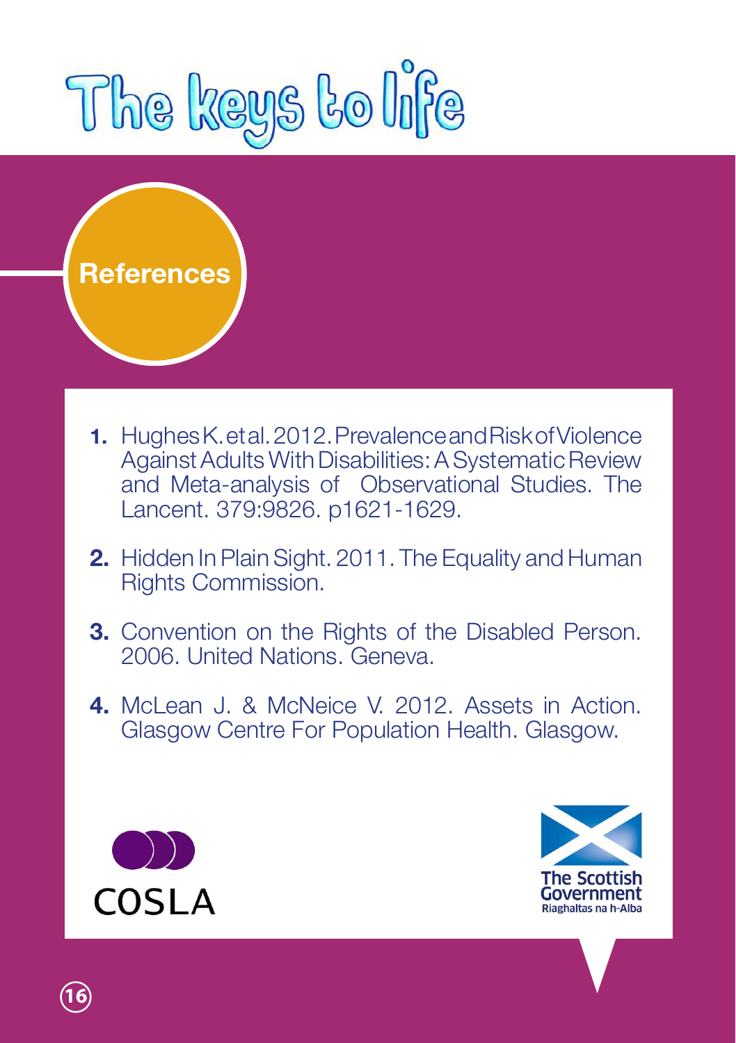# The keys to life

## References

1. Hughes K. et al. 2012. Prevalence and Risk of Violence Against Adults With Disabilities: A Systematic Review and Meta-analysis of Observational Studies. The Lancent. 379:9826. p1621-1629.

2. Hidden In Plain Sight. 2011. The Equality and Human Rights Commission.

3. Convention on the Rights of the Disabled Person. 2006. United Nations. Geneva.

4. McLean J. & McNeice V. 2012. Assets in Action. Glasgow Centre For Population Health. Glasgow.

COSLA

The Scottish Government
Riaghaltas na h-Alba